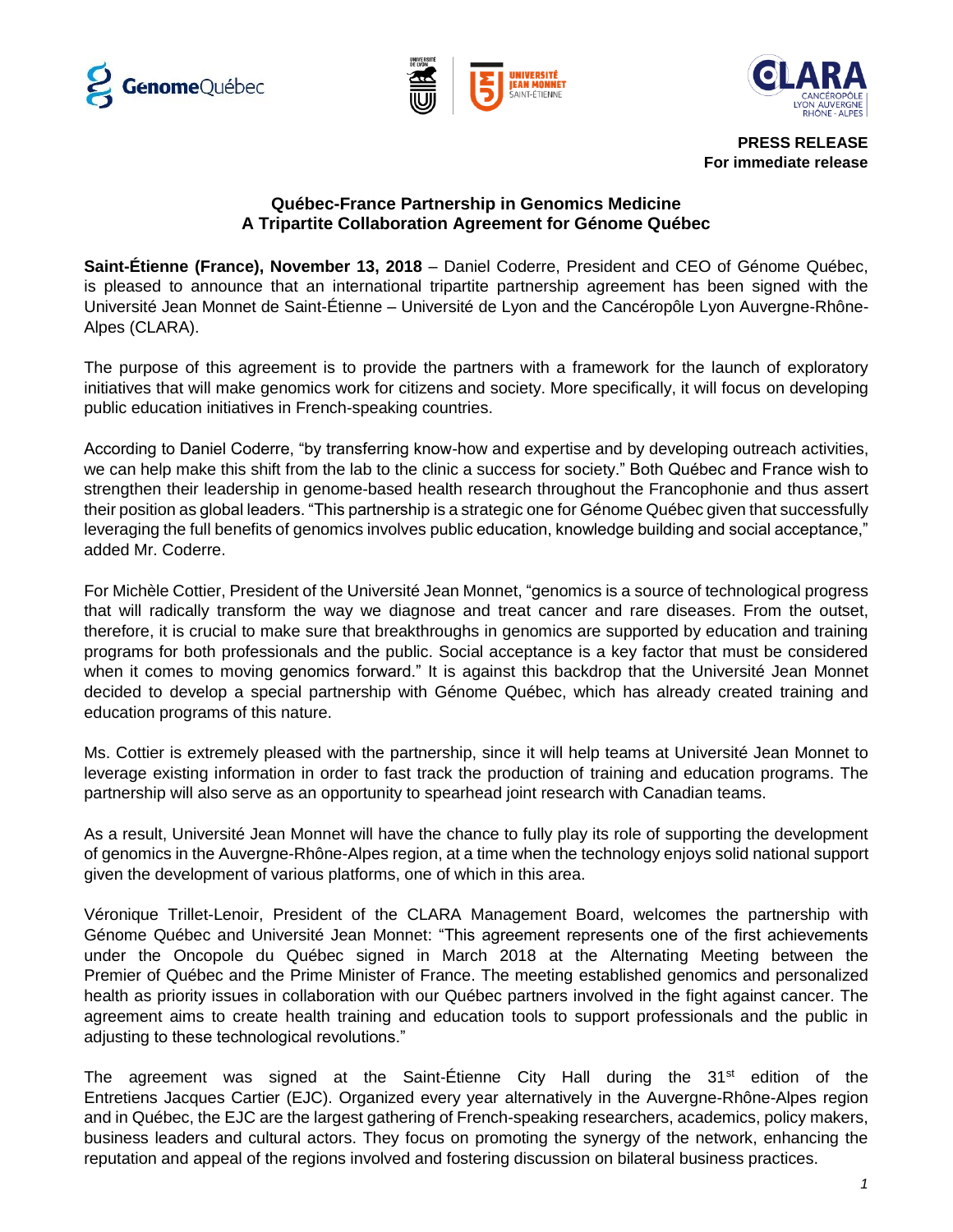**PRESS RELEASE**
**For immediate release**

## Québec-France Partnership in Genomics Medicine
## A Tripartite Collaboration Agreement for Génome Québec

**Saint-Étienne (France), November 13, 2018** – Daniel Coderre, President and CEO of Génome Québec, is pleased to announce that an international tripartite partnership agreement has been signed with the Université Jean Monnet de Saint-Étienne – Université de Lyon and the Cancéropôle Lyon Auvergne-Rhône-Alpes (CLARA).

The purpose of this agreement is to provide the partners with a framework for the launch of exploratory initiatives that will make genomics work for citizens and society. More specifically, it will focus on developing public education initiatives in French-speaking countries.

According to Daniel Coderre, "by transferring know-how and expertise and by developing outreach activities, we can help make this shift from the lab to the clinic a success for society." Both Québec and France wish to strengthen their leadership in genome-based health research throughout the Francophonie and thus assert their position as global leaders. "This partnership is a strategic one for Génome Québec given that successfully leveraging the full benefits of genomics involves public education, knowledge building and social acceptance," added Mr. Coderre.

For Michèle Cottier, President of the Université Jean Monnet, "genomics is a source of technological progress that will radically transform the way we diagnose and treat cancer and rare diseases. From the outset, therefore, it is crucial to make sure that breakthroughs in genomics are supported by education and training programs for both professionals and the public. Social acceptance is a key factor that must be considered when it comes to moving genomics forward." It is against this backdrop that the Université Jean Monnet decided to develop a special partnership with Génome Québec, which has already created training and education programs of this nature.

Ms. Cottier is extremely pleased with the partnership, since it will help teams at Université Jean Monnet to leverage existing information in order to fast track the production of training and education programs. The partnership will also serve as an opportunity to spearhead joint research with Canadian teams.

As a result, Université Jean Monnet will have the chance to fully play its role of supporting the development of genomics in the Auvergne-Rhône-Alpes region, at a time when the technology enjoys solid national support given the development of various platforms, one of which in this area.

Véronique Trillet-Lenoir, President of the CLARA Management Board, welcomes the partnership with Génome Québec and Université Jean Monnet: "This agreement represents one of the first achievements under the Oncopole du Québec signed in March 2018 at the Alternating Meeting between the Premier of Québec and the Prime Minister of France. The meeting established genomics and personalized health as priority issues in collaboration with our Québec partners involved in the fight against cancer. The agreement aims to create health training and education tools to support professionals and the public in adjusting to these technological revolutions."

The agreement was signed at the Saint-Étienne City Hall during the 31st edition of the Entretiens Jacques Cartier (EJC). Organized every year alternatively in the Auvergne-Rhône-Alpes region and in Québec, the EJC are the largest gathering of French-speaking researchers, academics, policy makers, business leaders and cultural actors. They focus on promoting the synergy of the network, enhancing the reputation and appeal of the regions involved and fostering discussion on bilateral business practices.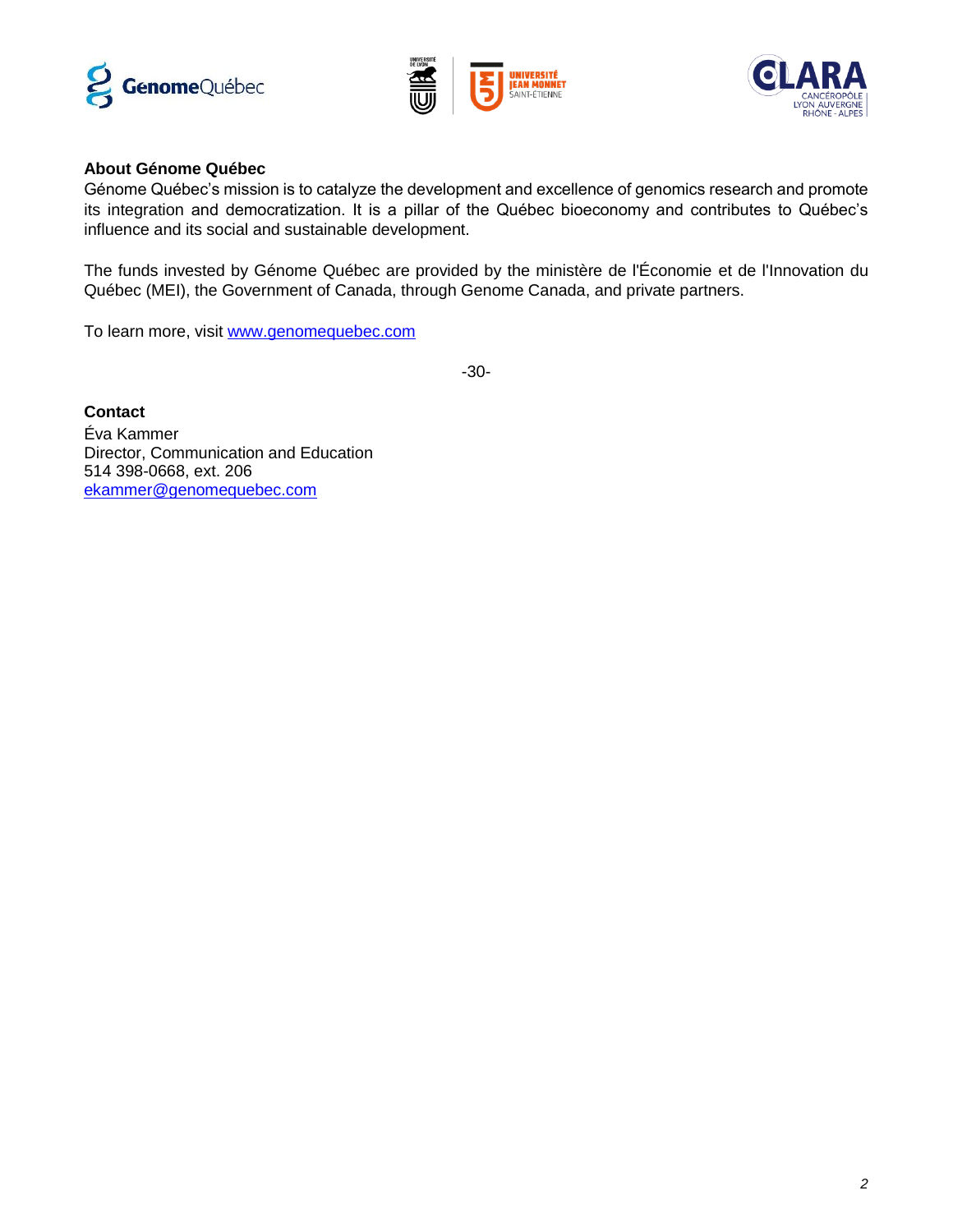**About Génome Québec**

Génome Québec's mission is to catalyze the development and excellence of genomics research and promote its integration and democratization. It is a pillar of the Québec bioeconomy and contributes to Québec's influence and its social and sustainable development.

The funds invested by Génome Québec are provided by the ministère de l'Économie et de l'Innovation du Québec (MEI), the Government of Canada, through Genome Canada, and private partners.

To learn more, visit [www.genomequebec.com](http://www.genomequebec.com)

-30-

**Contact**

Éva Kammer
Director, Communication and Education
514 398-0668, ext. 206
[ekammer@genomequebec.com](mailto:ekammer@genomequebec.com)